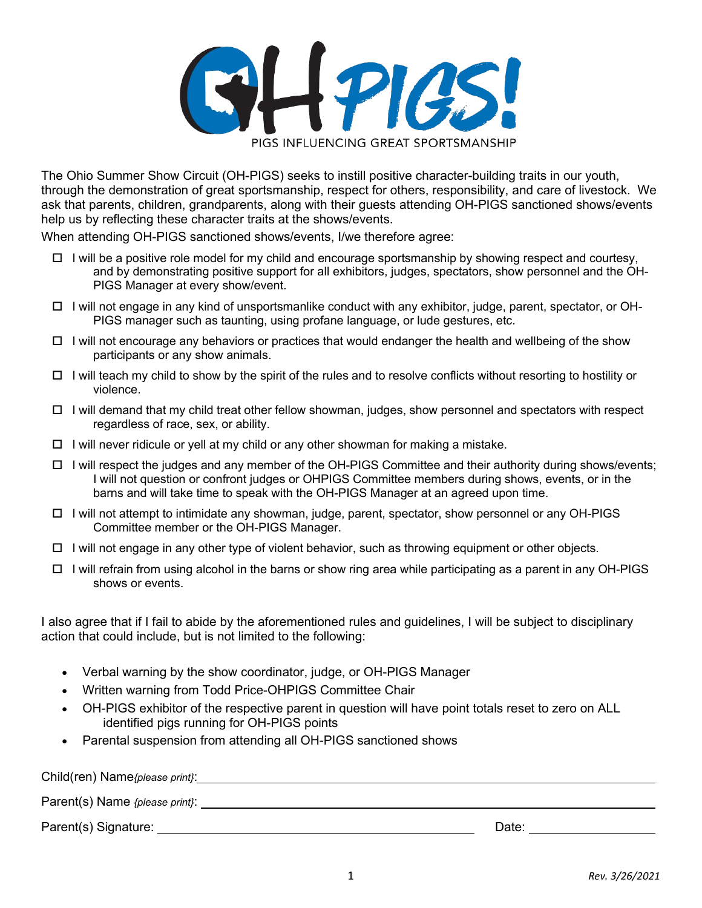# OH-PIGS!

PIGS INFLUENCING GREAT SPORTSMANSHIP

The Ohio Summer Show Circuit (OH-PIGS) seeks to instill positive character-building traits in our youth, through the demonstration of great sportsmanship, respect for others, responsibility, and care of livestock. We ask that parents, children, grandparents, along with their guests attending OH-PIGS sanctioned shows/events help us by reflecting these character traits at the shows/events.

When attending OH-PIGS sanctioned shows/events, I/we therefore agree:

- ☐ I will be a positive role model for my child and encourage sportsmanship by showing respect and courtesy, and by demonstrating positive support for all exhibitors, judges, spectators, show personnel and the OH-PIGS Manager at every show/event.
- ☐ I will not engage in any kind of unsportsmanlike conduct with any exhibitor, judge, parent, spectator, or OH-PIGS manager such as taunting, using profane language, or lude gestures, etc.
- ☐ I will not encourage any behaviors or practices that would endanger the health and wellbeing of the show participants or any show animals.
- ☐ I will teach my child to show by the spirit of the rules and to resolve conflicts without resorting to hostility or violence.
- ☐ I will demand that my child treat other fellow showman, judges, show personnel and spectators with respect regardless of race, sex, or ability.
- ☐ I will never ridicule or yell at my child or any other showman for making a mistake.
- ☐ I will respect the judges and any member of the OH-PIGS Committee and their authority during shows/events; I will not question or confront judges or OHPIGS Committee members during shows, events, or in the barns and will take time to speak with the OH-PIGS Manager at an agreed upon time.
- ☐ I will not attempt to intimidate any showman, judge, parent, spectator, show personnel or any OH-PIGS Committee member or the OH-PIGS Manager.
- ☐ I will not engage in any other type of violent behavior, such as throwing equipment or other objects.
- ☐ I will refrain from using alcohol in the barns or show ring area while participating as a parent in any OH-PIGS shows or events.

I also agree that if I fail to abide by the aforementioned rules and guidelines, I will be subject to disciplinary action that could include, but is not limited to the following:

- Verbal warning by the show coordinator, judge, or OH-PIGS Manager
- Written warning from Todd Price-OHPIGS Committee Chair
- OH-PIGS exhibitor of the respective parent in question will have point totals reset to zero on ALL identified pigs running for OH-PIGS points
- Parental suspension from attending all OH-PIGS sanctioned shows

Child(ren) Name *{please print}*: ______________________________

Parent(s) Name *{please print}*: ______________________________

Parent(s) Signature: ______________________________ Date: ______________

*Rev. 3/26/2021*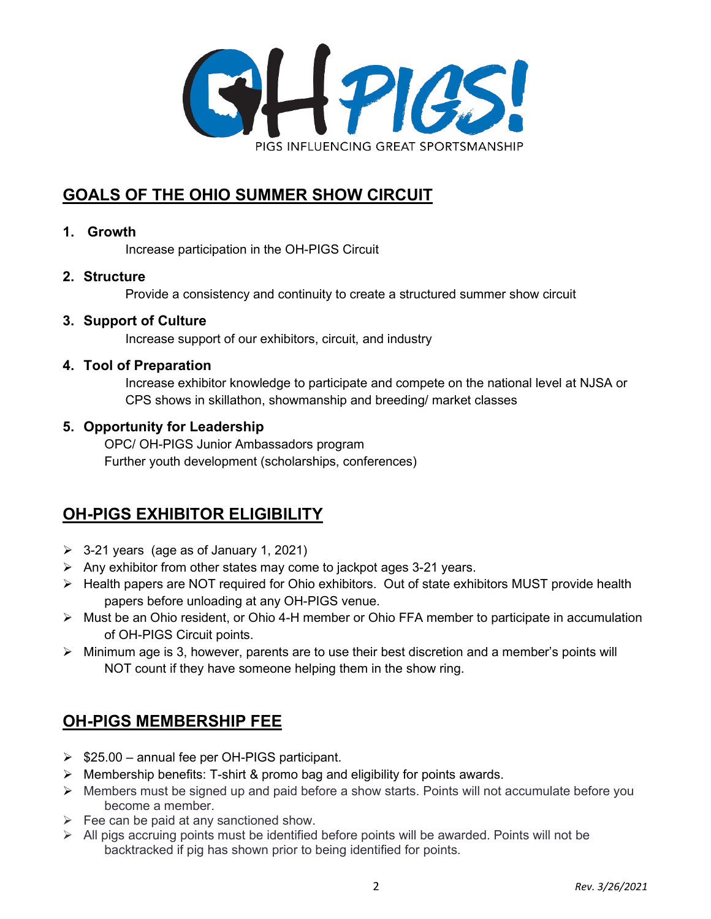PIGS INFLUENCING GREAT SPORTSMANSHIP

## GOALS OF THE OHIO SUMMER SHOW CIRCUIT

1. **Growth**
   Increase participation in the OH-PIGS Circuit
2. **Structure**
   Provide a consistency and continuity to create a structured summer show circuit
3. **Support of Culture**
   Increase support of our exhibitors, circuit, and industry
4. **Tool of Preparation**
   Increase exhibitor knowledge to participate and compete on the national level at NJSA or CPS shows in skillathon, showmanship and breeding/ market classes
5. **Opportunity for Leadership**
   OPC/ OH-PIGS Junior Ambassadors program
   Further youth development (scholarships, conferences)

## OH-PIGS EXHIBITOR ELIGIBILITY

- 3-21 years (age as of January 1, 2021)
- Any exhibitor from other states may come to jackpot ages 3-21 years.
- Health papers are NOT required for Ohio exhibitors. Out of state exhibitors MUST provide health papers before unloading at any OH-PIGS venue.
- Must be an Ohio resident, or Ohio 4-H member or Ohio FFA member to participate in accumulation of OH-PIGS Circuit points.
- Minimum age is 3, however, parents are to use their best discretion and a member's points will NOT count if they have someone helping them in the show ring.

## OH-PIGS MEMBERSHIP FEE

- $25.00 – annual fee per OH-PIGS participant.
- Membership benefits: T-shirt & promo bag and eligibility for points awards.
- Members must be signed up and paid before a show starts. Points will not accumulate before you become a member.
- Fee can be paid at any sanctioned show.
- All pigs accruing points must be identified before points will be awarded. Points will not be backtracked if pig has shown prior to being identified for points.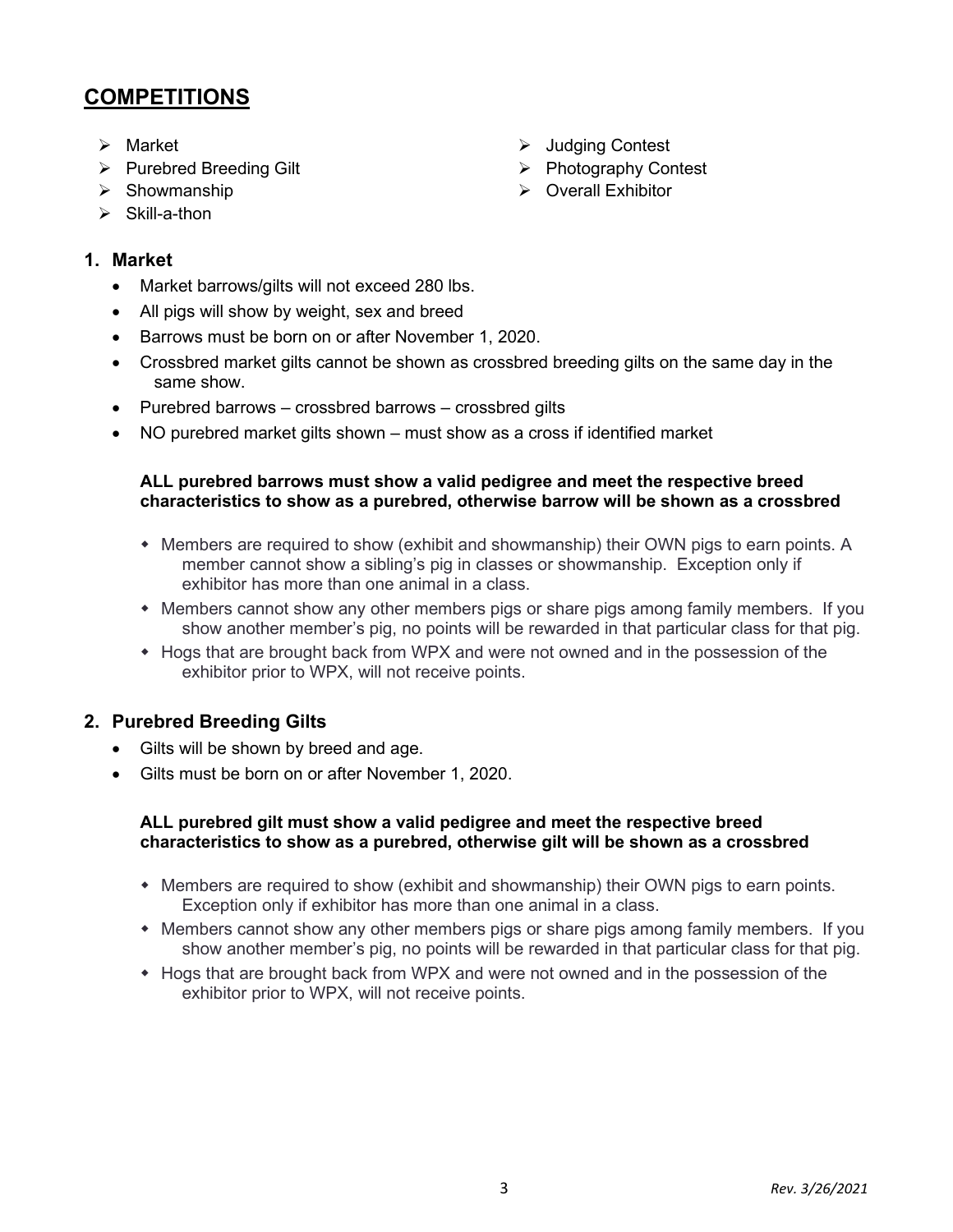## COMPETITIONS

- Market
- Purebred Breeding Gilt
- Showmanship
- Skill-a-thon
- Judging Contest
- Photography Contest
- Overall Exhibitor

### 1. Market

- Market barrows/gilts will not exceed 280 lbs.
- All pigs will show by weight, sex and breed
- Barrows must be born on or after November 1, 2020.
- Crossbred market gilts cannot be shown as crossbred breeding gilts on the same day in the same show.
- Purebred barrows – crossbred barrows – crossbred gilts
- NO purebred market gilts shown – must show as a cross if identified market

**ALL purebred barrows must show a valid pedigree and meet the respective breed characteristics to show as a purebred, otherwise barrow will be shown as a crossbred**

- Members are required to show (exhibit and showmanship) their OWN pigs to earn points. A member cannot show a sibling's pig in classes or showmanship. Exception only if exhibitor has more than one animal in a class.
- Members cannot show any other members pigs or share pigs among family members. If you show another member's pig, no points will be rewarded in that particular class for that pig.
- Hogs that are brought back from WPX and were not owned and in the possession of the exhibitor prior to WPX, will not receive points.

### 2. Purebred Breeding Gilts

- Gilts will be shown by breed and age.
- Gilts must be born on or after November 1, 2020.

**ALL purebred gilt must show a valid pedigree and meet the respective breed characteristics to show as a purebred, otherwise gilt will be shown as a crossbred**

- Members are required to show (exhibit and showmanship) their OWN pigs to earn points. Exception only if exhibitor has more than one animal in a class.
- Members cannot show any other members pigs or share pigs among family members. If you show another member's pig, no points will be rewarded in that particular class for that pig.
- Hogs that are brought back from WPX and were not owned and in the possession of the exhibitor prior to WPX, will not receive points.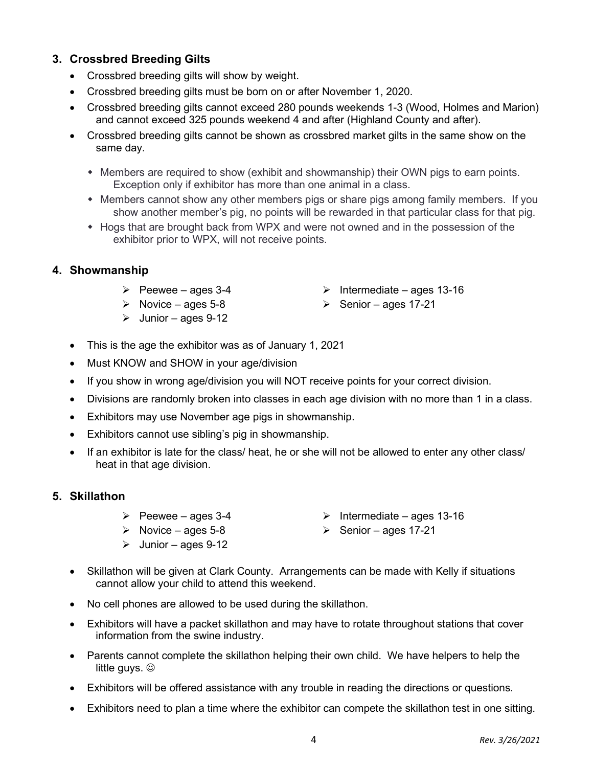## 3. Crossbred Breeding Gilts

- Crossbred breeding gilts will show by weight.
- Crossbred breeding gilts must be born on or after November 1, 2020.
- Crossbred breeding gilts cannot exceed 280 pounds weekends 1-3 (Wood, Holmes and Marion) and cannot exceed 325 pounds weekend 4 and after (Highland County and after).
- Crossbred breeding gilts cannot be shown as crossbred market gilts in the same show on the same day.
  - Members are required to show (exhibit and showmanship) their OWN pigs to earn points. Exception only if exhibitor has more than one animal in a class.
  - Members cannot show any other members pigs or share pigs among family members. If you show another member's pig, no points will be rewarded in that particular class for that pig.
  - Hogs that are brought back from WPX and were not owned and in the possession of the exhibitor prior to WPX, will not receive points.

## 4. Showmanship

- Peewee – ages 3-4
- Novice – ages 5-8
- Junior – ages 9-12
- Intermediate – ages 13-16
- Senior – ages 17-21

- This is the age the exhibitor was as of January 1, 2021
- Must KNOW and SHOW in your age/division
- If you show in wrong age/division you will NOT receive points for your correct division.
- Divisions are randomly broken into classes in each age division with no more than 1 in a class.
- Exhibitors may use November age pigs in showmanship.
- Exhibitors cannot use sibling's pig in showmanship.
- If an exhibitor is late for the class/ heat, he or she will not be allowed to enter any other class/ heat in that age division.

## 5. Skillathon

- Peewee – ages 3-4
- Novice – ages 5-8
- Junior – ages 9-12
- Intermediate – ages 13-16
- Senior – ages 17-21

- Skillathon will be given at Clark County. Arrangements can be made with Kelly if situations cannot allow your child to attend this weekend.
- No cell phones are allowed to be used during the skillathon.
- Exhibitors will have a packet skillathon and may have to rotate throughout stations that cover information from the swine industry.
- Parents cannot complete the skillathon helping their own child. We have helpers to help the little guys. ☺
- Exhibitors will be offered assistance with any trouble in reading the directions or questions.
- Exhibitors need to plan a time where the exhibitor can compete the skillathon test in one sitting.

*Rev. 3/26/2021*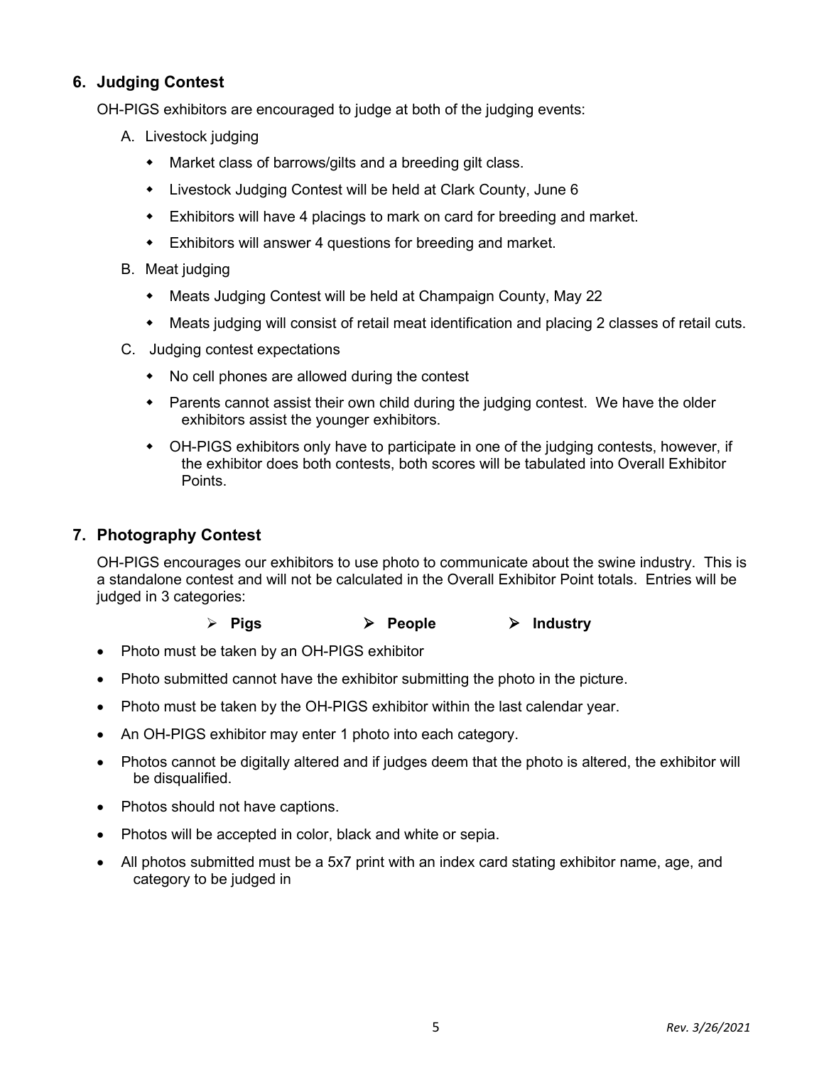## 6. Judging Contest

OH-PIGS exhibitors are encouraged to judge at both of the judging events:

A. Livestock judging

- Market class of barrows/gilts and a breeding gilt class.
- Livestock Judging Contest will be held at Clark County, June 6
- Exhibitors will have 4 placings to mark on card for breeding and market.
- Exhibitors will answer 4 questions for breeding and market.

B. Meat judging

- Meats Judging Contest will be held at Champaign County, May 22
- Meats judging will consist of retail meat identification and placing 2 classes of retail cuts.

C. Judging contest expectations

- No cell phones are allowed during the contest
- Parents cannot assist their own child during the judging contest. We have the older exhibitors assist the younger exhibitors.
- OH-PIGS exhibitors only have to participate in one of the judging contests, however, if the exhibitor does both contests, both scores will be tabulated into Overall Exhibitor Points.

## 7. Photography Contest

OH-PIGS encourages our exhibitors to use photo to communicate about the swine industry. This is a standalone contest and will not be calculated in the Overall Exhibitor Point totals. Entries will be judged in 3 categories:

- **Pigs**
- **People**
- **Industry**

- Photo must be taken by an OH-PIGS exhibitor
- Photo submitted cannot have the exhibitor submitting the photo in the picture.
- Photo must be taken by the OH-PIGS exhibitor within the last calendar year.
- An OH-PIGS exhibitor may enter 1 photo into each category.
- Photos cannot be digitally altered and if judges deem that the photo is altered, the exhibitor will be disqualified.
- Photos should not have captions.
- Photos will be accepted in color, black and white or sepia.
- All photos submitted must be a 5x7 print with an index card stating exhibitor name, age, and category to be judged in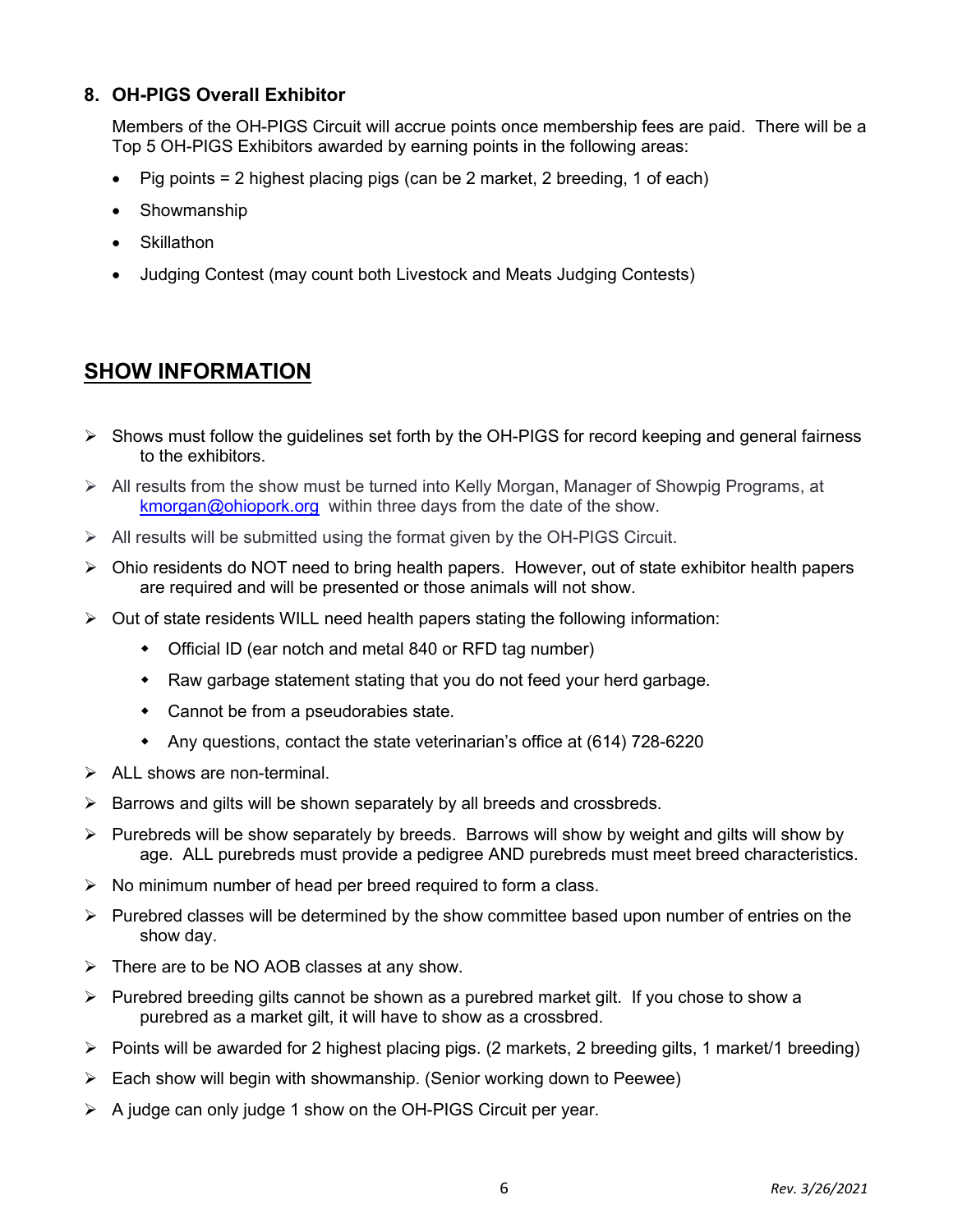### 8. OH-PIGS Overall Exhibitor

Members of the OH-PIGS Circuit will accrue points once membership fees are paid. There will be a Top 5 OH-PIGS Exhibitors awarded by earning points in the following areas:

- Pig points = 2 highest placing pigs (can be 2 market, 2 breeding, 1 of each)
- Showmanship
- Skillathon
- Judging Contest (may count both Livestock and Meats Judging Contests)

## SHOW INFORMATION

- Shows must follow the guidelines set forth by the OH-PIGS for record keeping and general fairness to the exhibitors.
- All results from the show must be turned into Kelly Morgan, Manager of Showpig Programs, at kmorgan@ohiopork.org within three days from the date of the show.
- All results will be submitted using the format given by the OH-PIGS Circuit.
- Ohio residents do NOT need to bring health papers. However, out of state exhibitor health papers are required and will be presented or those animals will not show.
- Out of state residents WILL need health papers stating the following information:
  - Official ID (ear notch and metal 840 or RFD tag number)
  - Raw garbage statement stating that you do not feed your herd garbage.
  - Cannot be from a pseudorabies state.
  - Any questions, contact the state veterinarian's office at (614) 728-6220
- ALL shows are non-terminal.
- Barrows and gilts will be shown separately by all breeds and crossbreds.
- Purebreds will be show separately by breeds. Barrows will show by weight and gilts will show by age. ALL purebreds must provide a pedigree AND purebreds must meet breed characteristics.
- No minimum number of head per breed required to form a class.
- Purebred classes will be determined by the show committee based upon number of entries on the show day.
- There are to be NO AOB classes at any show.
- Purebred breeding gilts cannot be shown as a purebred market gilt. If you chose to show a purebred as a market gilt, it will have to show as a crossbred.
- Points will be awarded for 2 highest placing pigs. (2 markets, 2 breeding gilts, 1 market/1 breeding)
- Each show will begin with showmanship. (Senior working down to Peewee)
- A judge can only judge 1 show on the OH-PIGS Circuit per year.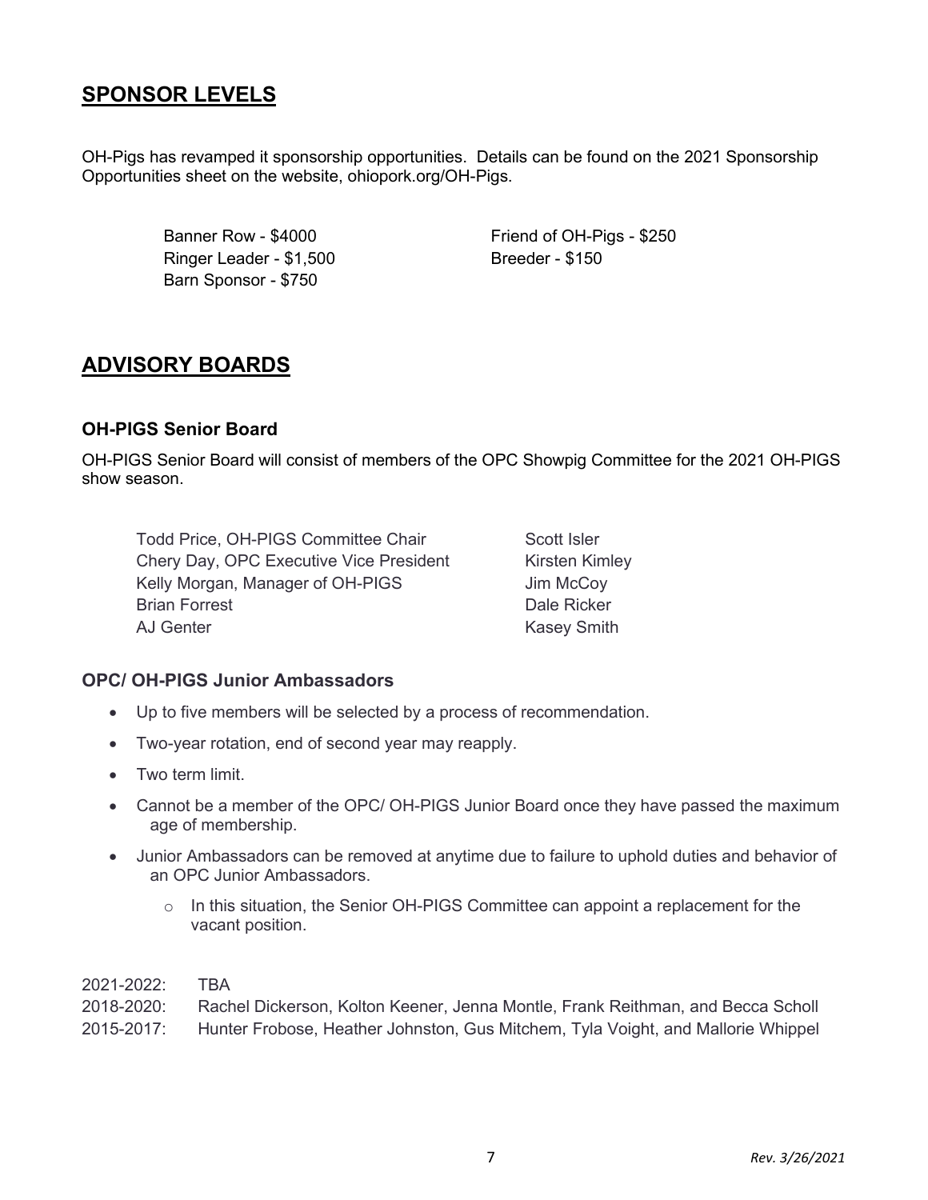## SPONSOR LEVELS

OH-Pigs has revamped it sponsorship opportunities. Details can be found on the 2021 Sponsorship Opportunities sheet on the website, ohiopork.org/OH-Pigs.

- Banner Row - $4000
- Ringer Leader - $1,500
- Barn Sponsor - $750
- Friend of OH-Pigs - $250
- Breeder - $150

## ADVISORY BOARDS

### OH-PIGS Senior Board

OH-PIGS Senior Board will consist of members of the OPC Showpig Committee for the 2021 OH-PIGS show season.

- Todd Price, OH-PIGS Committee Chair
- Chery Day, OPC Executive Vice President
- Kelly Morgan, Manager of OH-PIGS
- Brian Forrest
- AJ Genter
- Scott Isler
- Kirsten Kimley
- Jim McCoy
- Dale Ricker
- Kasey Smith

### OPC/ OH-PIGS Junior Ambassadors

- Up to five members will be selected by a process of recommendation.
- Two-year rotation, end of second year may reapply.
- Two term limit.
- Cannot be a member of the OPC/ OH-PIGS Junior Board once they have passed the maximum age of membership.
- Junior Ambassadors can be removed at anytime due to failure to uphold duties and behavior of an OPC Junior Ambassadors.
  - In this situation, the Senior OH-PIGS Committee can appoint a replacement for the vacant position.

2021-2022: TBA
2018-2020: Rachel Dickerson, Kolton Keener, Jenna Montle, Frank Reithman, and Becca Scholl
2015-2017: Hunter Frobose, Heather Johnston, Gus Mitchem, Tyla Voight, and Mallorie Whippel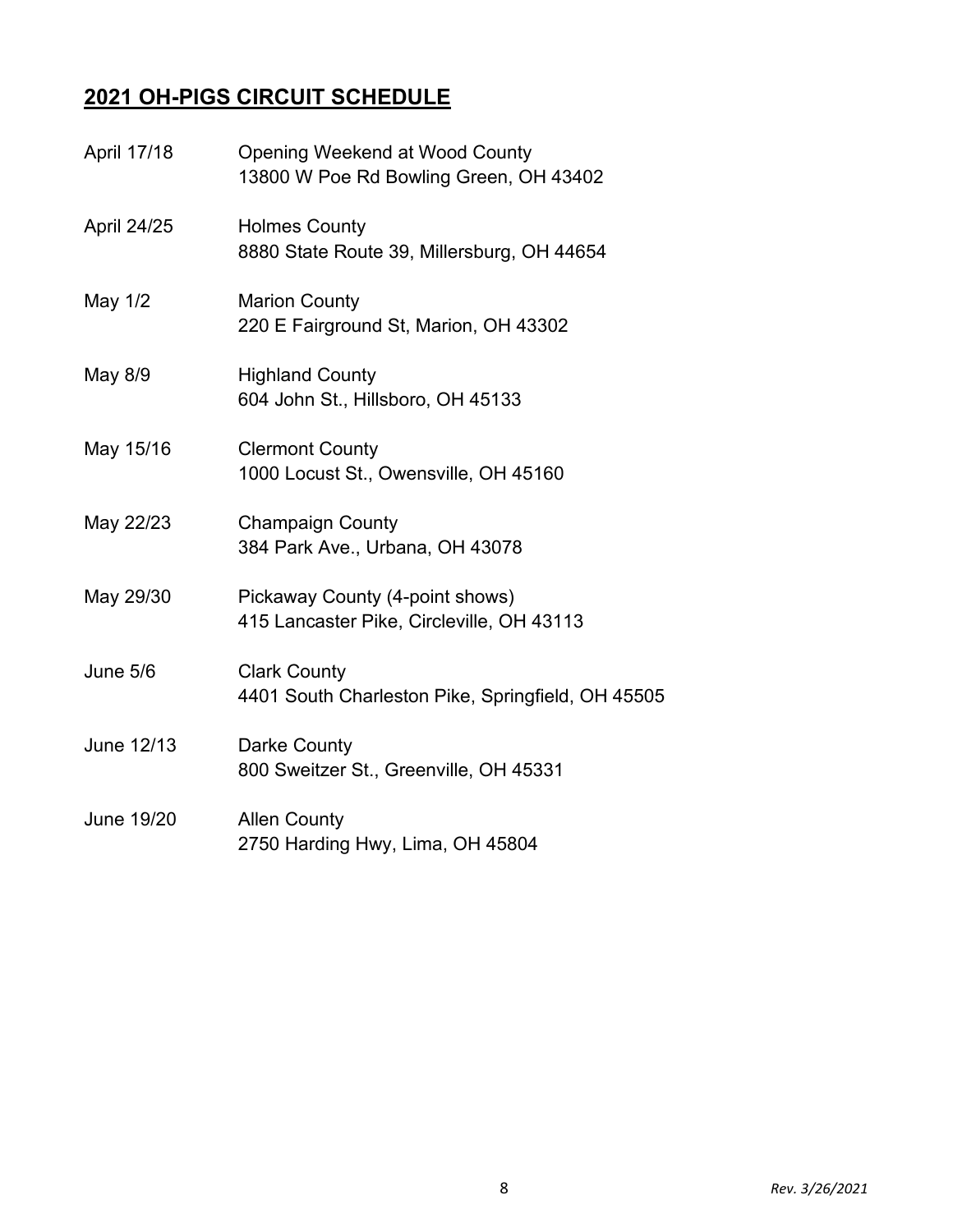## 2021 OH-PIGS CIRCUIT SCHEDULE

| Date | Location |
|---|---|
| April 17/18 | Opening Weekend at Wood County<br>13800 W Poe Rd Bowling Green, OH 43402 |
| April 24/25 | Holmes County<br>8880 State Route 39, Millersburg, OH 44654 |
| May 1/2 | Marion County<br>220 E Fairground St, Marion, OH 43302 |
| May 8/9 | Highland County<br>604 John St., Hillsboro, OH 45133 |
| May 15/16 | Clermont County<br>1000 Locust St., Owensville, OH 45160 |
| May 22/23 | Champaign County<br>384 Park Ave., Urbana, OH 43078 |
| May 29/30 | Pickaway County (4-point shows)<br>415 Lancaster Pike, Circleville, OH 43113 |
| June 5/6 | Clark County<br>4401 South Charleston Pike, Springfield, OH 45505 |
| June 12/13 | Darke County<br>800 Sweitzer St., Greenville, OH 45331 |
| June 19/20 | Allen County<br>2750 Harding Hwy, Lima, OH 45804 |

*Rev. 3/26/2021*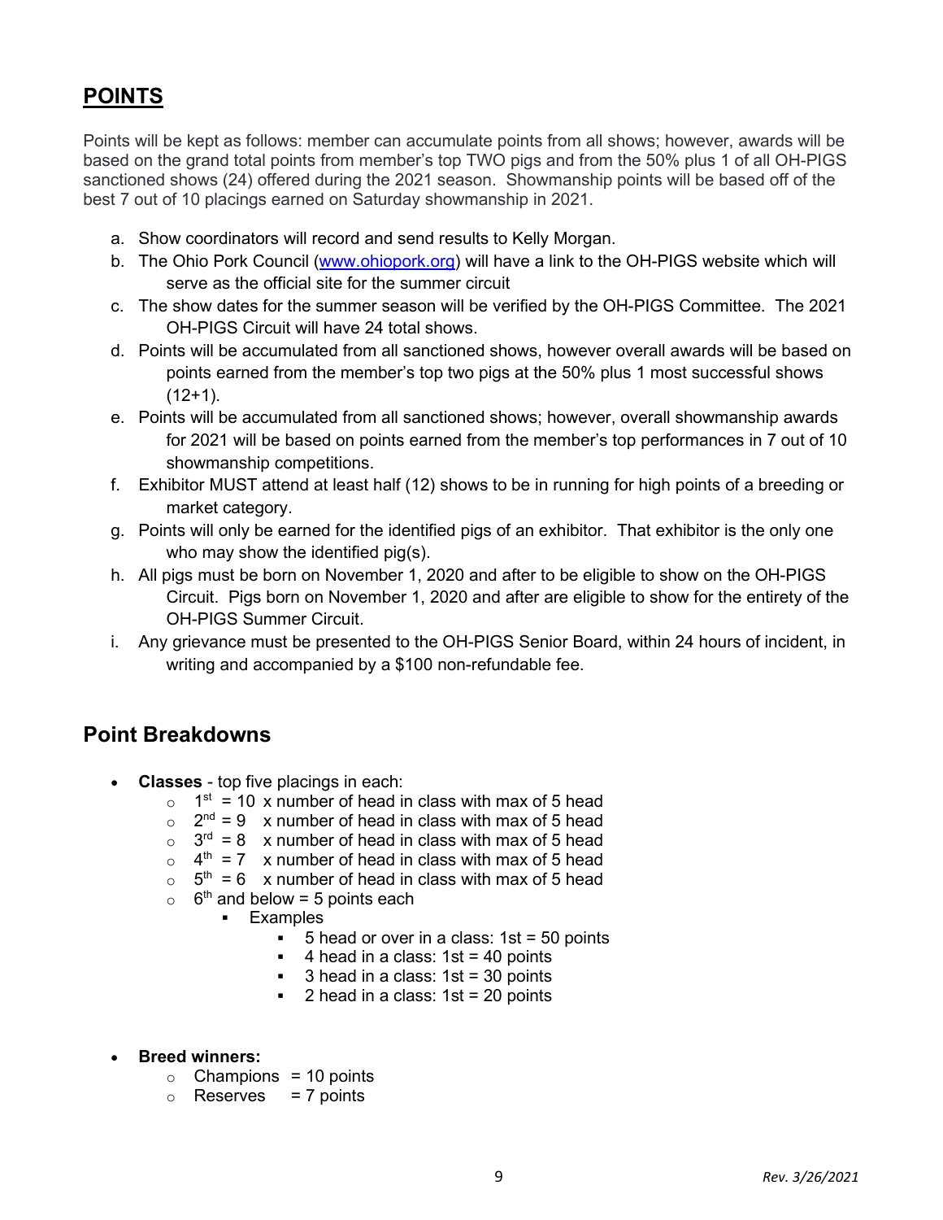## POINTS

Points will be kept as follows: member can accumulate points from all shows; however, awards will be based on the grand total points from member's top TWO pigs and from the 50% plus 1 of all OH-PIGS sanctioned shows (24) offered during the 2021 season. Showmanship points will be based off of the best 7 out of 10 placings earned on Saturday showmanship in 2021.

a. Show coordinators will record and send results to Kelly Morgan.
b. The Ohio Pork Council (www.ohiopork.org) will have a link to the OH-PIGS website which will serve as the official site for the summer circuit
c. The show dates for the summer season will be verified by the OH-PIGS Committee. The 2021 OH-PIGS Circuit will have 24 total shows.
d. Points will be accumulated from all sanctioned shows, however overall awards will be based on points earned from the member's top two pigs at the 50% plus 1 most successful shows (12+1).
e. Points will be accumulated from all sanctioned shows; however, overall showmanship awards for 2021 will be based on points earned from the member's top performances in 7 out of 10 showmanship competitions.
f. Exhibitor MUST attend at least half (12) shows to be in running for high points of a breeding or market category.
g. Points will only be earned for the identified pigs of an exhibitor. That exhibitor is the only one who may show the identified pig(s).
h. All pigs must be born on November 1, 2020 and after to be eligible to show on the OH-PIGS Circuit. Pigs born on November 1, 2020 and after are eligible to show for the entirety of the OH-PIGS Summer Circuit.
i. Any grievance must be presented to the OH-PIGS Senior Board, within 24 hours of incident, in writing and accompanied by a $100 non-refundable fee.

## Point Breakdowns

- **Classes** - top five placings in each:
  - 1st = 10 x number of head in class with max of 5 head
  - 2nd = 9 x number of head in class with max of 5 head
  - 3rd = 8 x number of head in class with max of 5 head
  - 4th = 7 x number of head in class with max of 5 head
  - 5th = 6 x number of head in class with max of 5 head
  - 6th and below = 5 points each
    - Examples
      - 5 head or over in a class: 1st = 50 points
      - 4 head in a class: 1st = 40 points
      - 3 head in a class: 1st = 30 points
      - 2 head in a class: 1st = 20 points

- **Breed winners:**
  - Champions = 10 points
  - Reserves = 7 points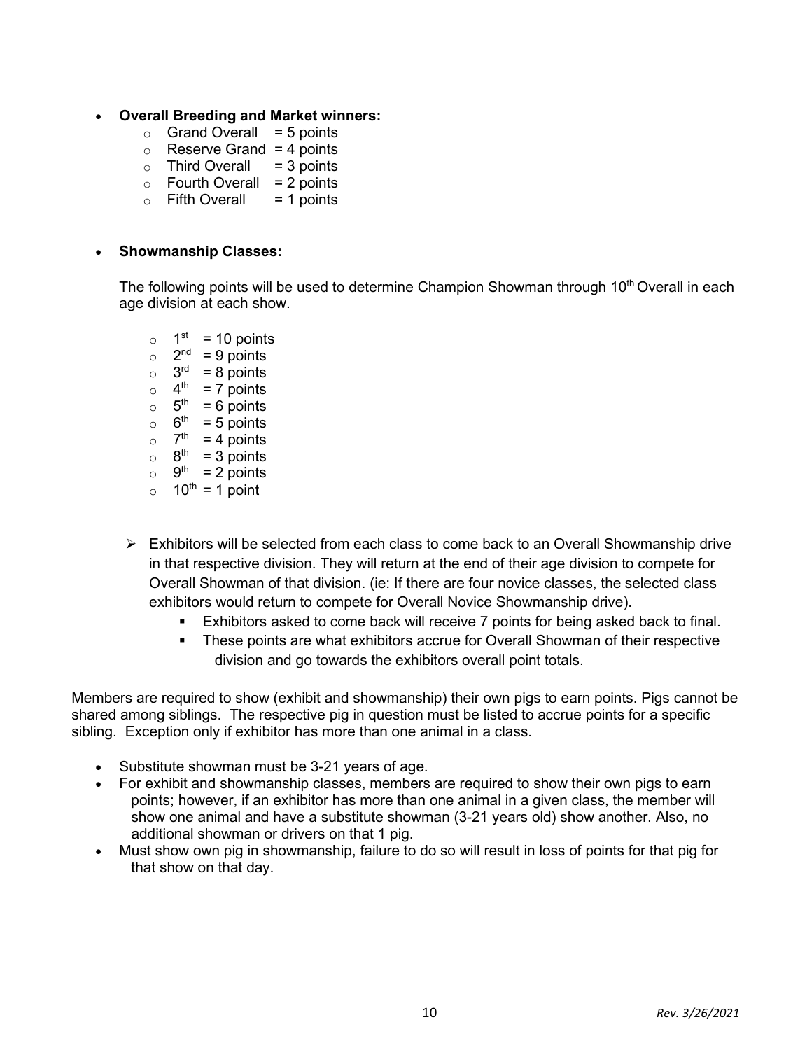- **Overall Breeding and Market winners:**
    - Grand Overall = 5 points
    - Reserve Grand = 4 points
    - Third Overall = 3 points
    - Fourth Overall = 2 points
    - Fifth Overall = 1 points

- **Showmanship Classes:**

  The following points will be used to determine Champion Showman through 10th Overall in each age division at each show.

    - 1st = 10 points
    - 2nd = 9 points
    - 3rd = 8 points
    - 4th = 7 points
    - 5th = 6 points
    - 6th = 5 points
    - 7th = 4 points
    - 8th = 3 points
    - 9th = 2 points
    - 10th = 1 point

  - Exhibitors will be selected from each class to come back to an Overall Showmanship drive in that respective division. They will return at the end of their age division to compete for Overall Showman of that division. (ie: If there are four novice classes, the selected class exhibitors would return to compete for Overall Novice Showmanship drive).
    - Exhibitors asked to come back will receive 7 points for being asked back to final.
    - These points are what exhibitors accrue for Overall Showman of their respective division and go towards the exhibitors overall point totals.

Members are required to show (exhibit and showmanship) their own pigs to earn points. Pigs cannot be shared among siblings. The respective pig in question must be listed to accrue points for a specific sibling. Exception only if exhibitor has more than one animal in a class.

- Substitute showman must be 3-21 years of age.
- For exhibit and showmanship classes, members are required to show their own pigs to earn points; however, if an exhibitor has more than one animal in a given class, the member will show one animal and have a substitute showman (3-21 years old) show another. Also, no additional showman or drivers on that 1 pig.
- Must show own pig in showmanship, failure to do so will result in loss of points for that pig for that show on that day.